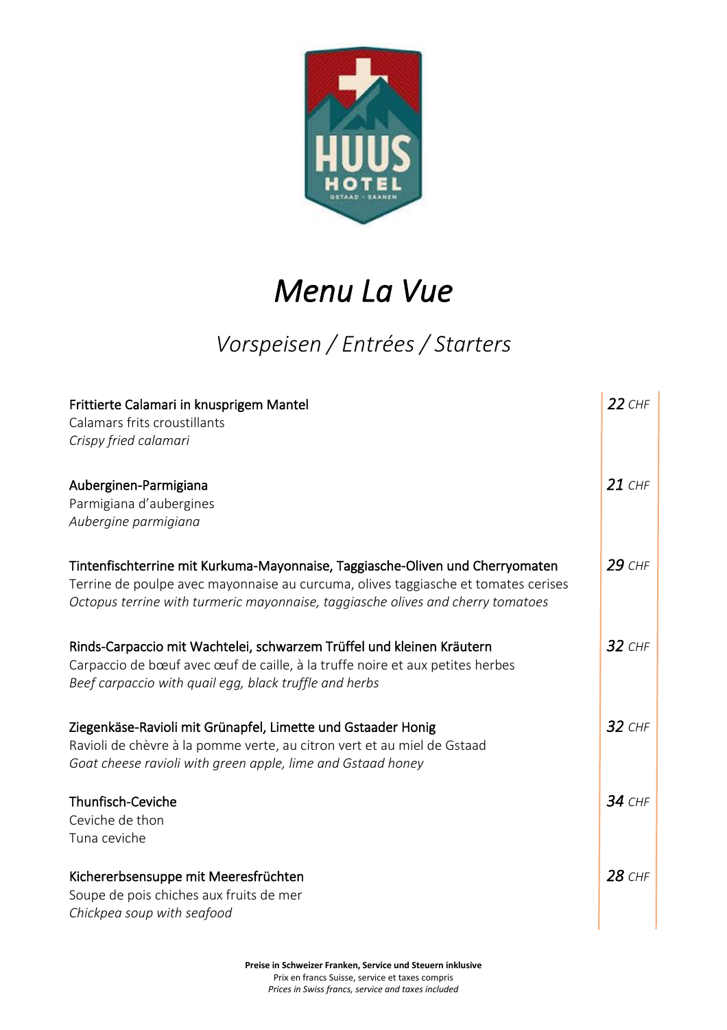HUUS HOTEL
GSTAAD - SAANEN

# *Menu La Vue*

## *Vorspeisen / Entrées / Starters*

Frittierte Calamari in knusprigem Mantel
Calamars frits croustillants
*Crispy fried calamari*

*22* CHF

Auberginen-Parmigiana
Parmigiana d'aubergines
*Aubergine parmigiana*

*21* CHF

Tintenfischterrine mit Kurkuma-Mayonnaise, Taggiasche-Oliven und Cherryomaten
Terrine de poulpe avec mayonnaise au curcuma, olives taggiasche et tomates cerises
*Octopus terrine with turmeric mayonnaise, taggiasche olives and cherry tomatoes*

*29* CHF

Rinds-Carpaccio mit Wachtelei, schwarzem Trüffel und kleinen Kräutern
Carpaccio de bœuf avec œuf de caille, à la truffe noire et aux petites herbes
*Beef carpaccio with quail egg, black truffle and herbs*

*32* CHF

Ziegenkäse-Ravioli mit Grünapfel, Limette und Gstaader Honig
Ravioli de chèvre à la pomme verte, au citron vert et au miel de Gstaad
*Goat cheese ravioli with green apple, lime and Gstaad honey*

*32* CHF

Thunfisch-Ceviche
Ceviche de thon
Tuna ceviche

*34* CHF

Kichererbsensuppe mit Meeresfrüchten
Soupe de pois chiches aux fruits de mer
*Chickpea soup with seafood*

*28* CHF

**Preise in Schweizer Franken, Service und Steuern inklusive**
Prix en francs Suisse, service et taxes compris
*Prices in Swiss francs, service and taxes included*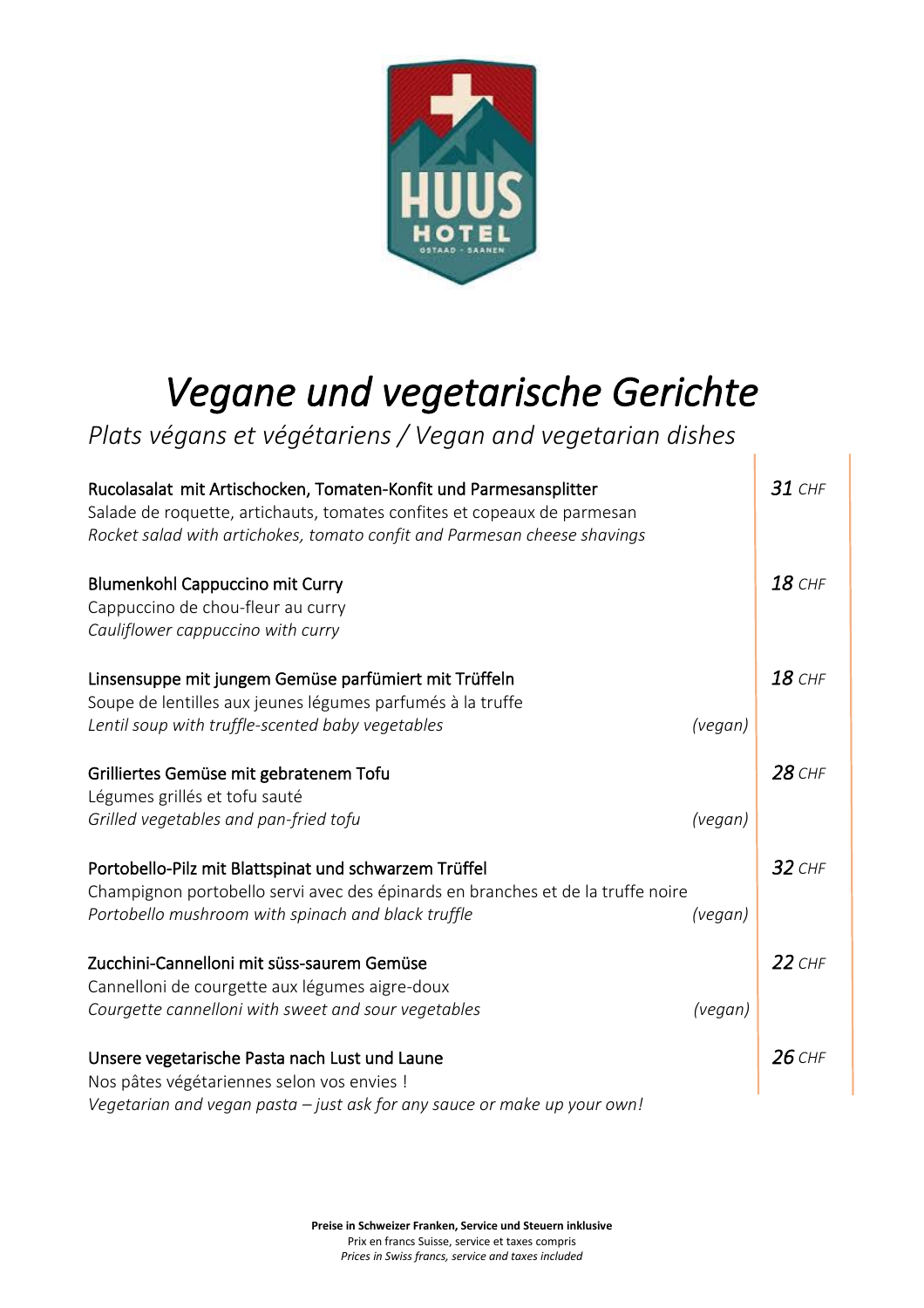# *Vegane und vegetarische Gerichte*

*Plats végans et végétariens / Vegan and vegetarian dishes*

**Rucolasalat mit Artischocken, Tomaten-Konfit und Parmesansplitter** — ***31** CHF*
Salade de roquette, artichauts, tomates confites et copeaux de parmesan
*Rocket salad with artichokes, tomato confit and Parmesan cheese shavings*

**Blumenkohl Cappuccino mit Curry** — ***18** CHF*
Cappuccino de chou-fleur au curry
*Cauliflower cappuccino with curry*

**Linsensuppe mit jungem Gemüse parfümiert mit Trüffeln** — ***18** CHF*
Soupe de lentilles aux jeunes légumes parfumés à la truffe
*Lentil soup with truffle-scented baby vegetables* *(vegan)*

**Grilliertes Gemüse mit gebratenem Tofu** — ***28** CHF*
Légumes grillés et tofu sauté
*Grilled vegetables and pan-fried tofu* *(vegan)*

**Portobello-Pilz mit Blattspinat und schwarzem Trüffel** — ***32** CHF*
Champignon portobello servi avec des épinards en branches et de la truffe noire
*Portobello mushroom with spinach and black truffle* *(vegan)*

**Zucchini-Cannelloni mit süss-saurem Gemüse** — ***22** CHF*
Cannelloni de courgette aux légumes aigre-doux
*Courgette cannelloni with sweet and sour vegetables* *(vegan)*

**Unsere vegetarische Pasta nach Lust und Laune** — ***26** CHF*
Nos pâtes végétariennes selon vos envies !
*Vegetarian and vegan pasta – just ask for any sauce or make up your own!*

**Preise in Schweizer Franken, Service und Steuern inklusive**
Prix en francs Suisse, service et taxes compris
*Prices in Swiss francs, service and taxes included*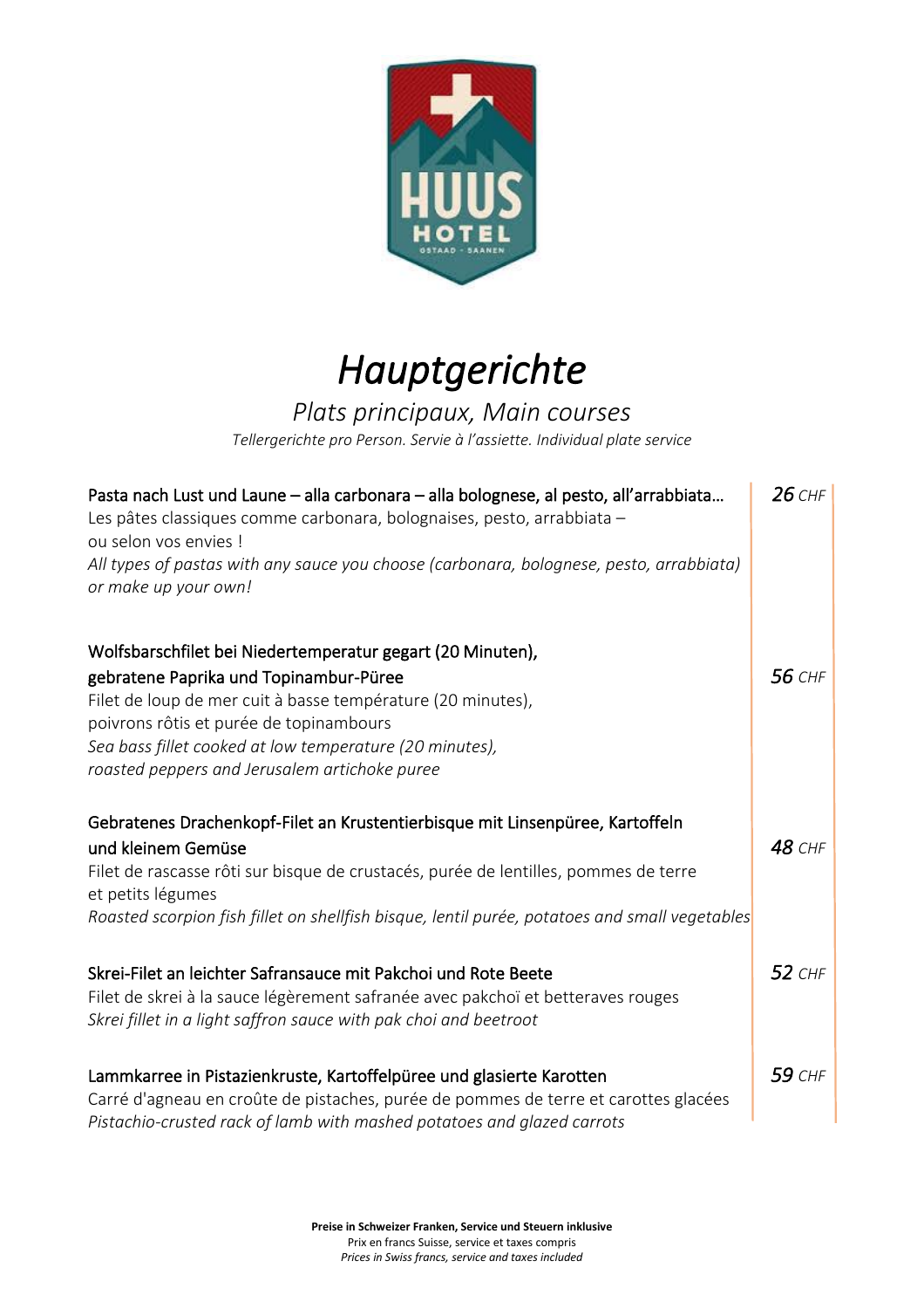# *Hauptgerichte*

*Plats principaux, Main courses*

*Tellergerichte pro Person. Servie à l'assiette. Individual plate service*

Pasta nach Lust und Laune – alla carbonara – alla bolognese, al pesto, all'arrabbiata… — ***26*** *CHF*
Les pâtes classiques comme carbonara, bolognaises, pesto, arrabbiata –
ou selon vos envies !
*All types of pastas with any sauce you choose (carbonara, bolognese, pesto, arrabbiata) or make up your own!*

Wolfsbarschfilet bei Niedertemperatur gegart (20 Minuten),
gebratene Paprika und Topinambur-Püree — ***56*** *CHF*
Filet de loup de mer cuit à basse température (20 minutes),
poivrons rôtis et purée de topinambours
*Sea bass fillet cooked at low temperature (20 minutes),*
*roasted peppers and Jerusalem artichoke puree*

Gebratenes Drachenkopf-Filet an Krustentierbisque mit Linsenpüree, Kartoffeln
und kleinem Gemüse — ***48*** *CHF*
Filet de rascasse rôti sur bisque de crustacés, purée de lentilles, pommes de terre
et petits légumes
*Roasted scorpion fish fillet on shellfish bisque, lentil purée, potatoes and small vegetables*

Skrei-Filet an leichter Safransauce mit Pakchoi und Rote Beete — ***52*** *CHF*
Filet de skrei à la sauce légèrement safranée avec pakchoï et betteraves rouges
*Skrei fillet in a light saffron sauce with pak choi and beetroot*

Lammkarree in Pistazienkruste, Kartoffelpüree und glasierte Karotten — ***59*** *CHF*
Carré d'agneau en croûte de pistaches, purée de pommes de terre et carottes glacées
*Pistachio-crusted rack of lamb with mashed potatoes and glazed carrots*

**Preise in Schweizer Franken, Service und Steuern inklusive**
Prix en francs Suisse, service et taxes compris
*Prices in Swiss francs, service and taxes included*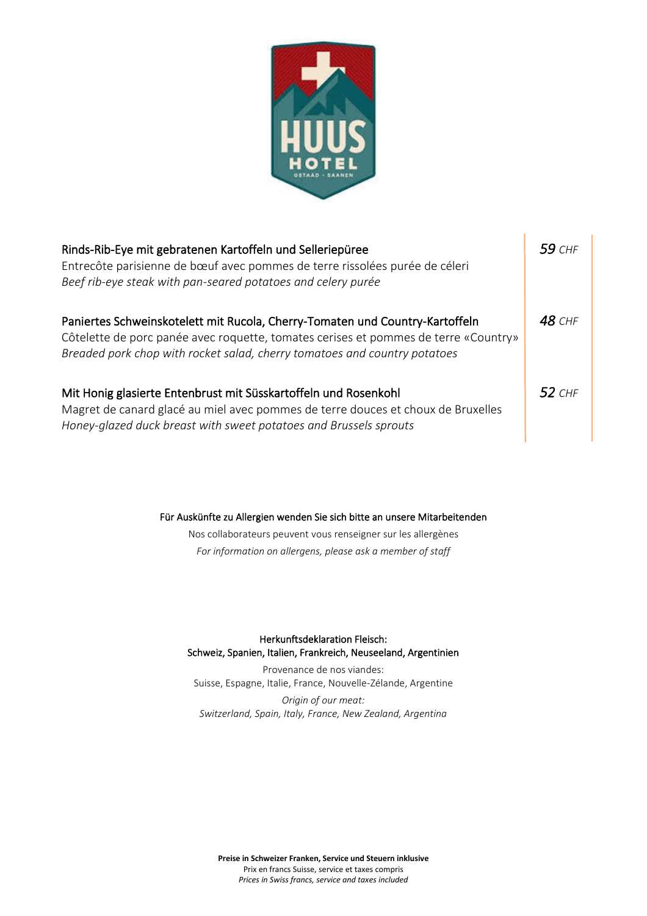Rinds-Rib-Eye mit gebratenen Kartoffeln und Selleriepüree
Entrecôte parisienne de bœuf avec pommes de terre rissolées purée de céleri
*Beef rib-eye steak with pan-seared potatoes and celery purée*

*59* *CHF*

Paniertes Schweinskotelett mit Rucola, Cherry-Tomaten und Country-Kartoffeln
Côtelette de porc panée avec roquette, tomates cerises et pommes de terre «Country»
*Breaded pork chop with rocket salad, cherry tomatoes and country potatoes*

*48* *CHF*

Mit Honig glasierte Entenbrust mit Süsskartoffeln und Rosenkohl
Magret de canard glacé au miel avec pommes de terre douces et choux de Bruxelles
*Honey-glazed duck breast with sweet potatoes and Brussels sprouts*

*52* *CHF*

Für Auskünfte zu Allergien wenden Sie sich bitte an unsere Mitarbeitenden

Nos collaborateurs peuvent vous renseigner sur les allergènes

*For information on allergens, please ask a member of staff*

Herkunftsdeklaration Fleisch:
Schweiz, Spanien, Italien, Frankreich, Neuseeland, Argentinien

Provenance de nos viandes:
Suisse, Espagne, Italie, France, Nouvelle-Zélande, Argentine

*Origin of our meat:*
*Switzerland, Spain, Italy, France, New Zealand, Argentina*

**Preise in Schweizer Franken, Service und Steuern inklusive**
Prix en francs Suisse, service et taxes compris
*Prices in Swiss francs, service and taxes included*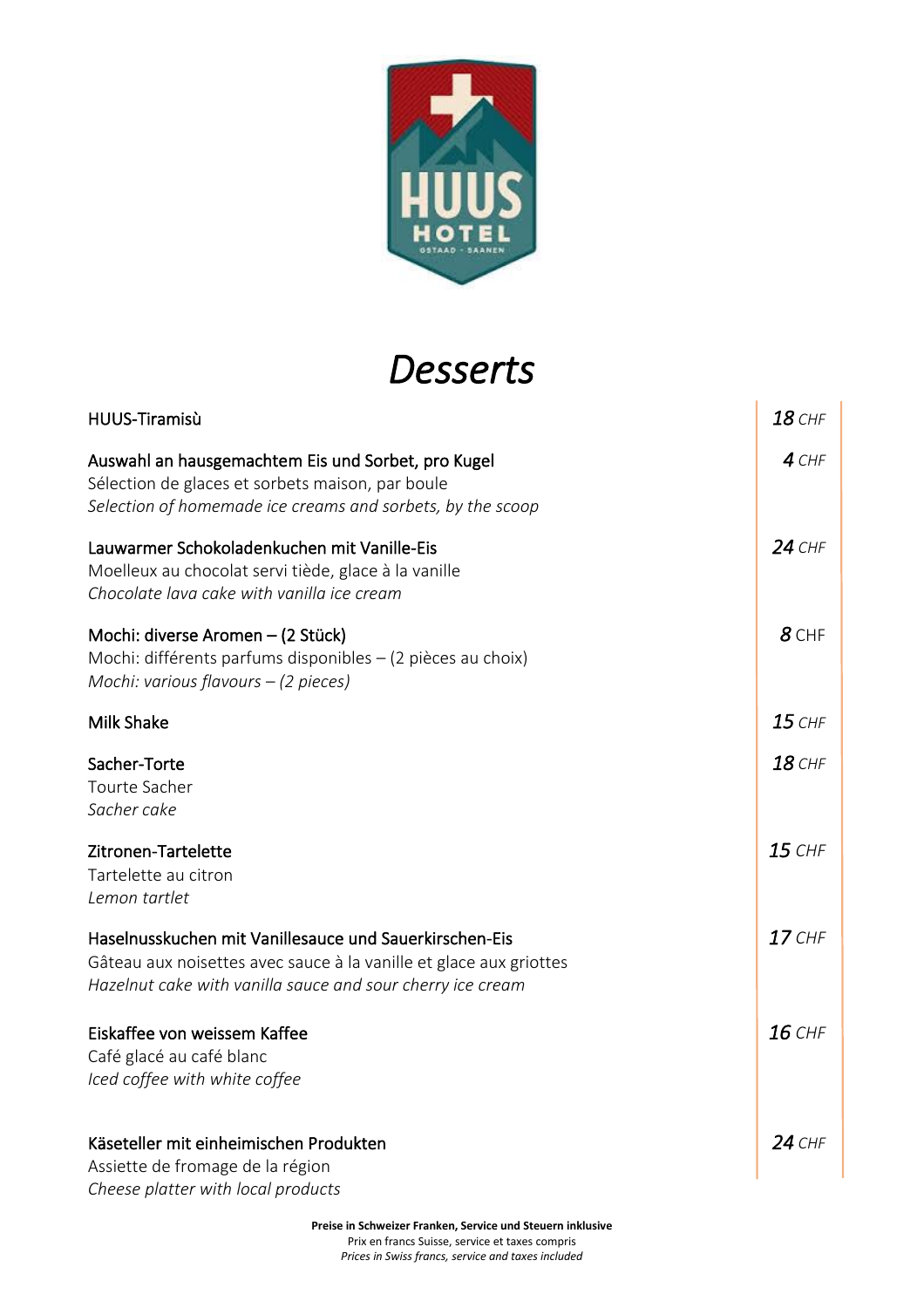HUUS HOTEL
GSTAAD · SAANEN

# *Desserts*

| | |
|---|---|
| HUUS-Tiramisù | *18* CHF |
| Auswahl an hausgemachtem Eis und Sorbet, pro Kugel<br>Sélection de glaces et sorbets maison, par boule<br>*Selection of homemade ice creams and sorbets, by the scoop* | *4* CHF |
| Lauwarmer Schokoladenkuchen mit Vanille-Eis<br>Moelleux au chocolat servi tiède, glace à la vanille<br>*Chocolate lava cake with vanilla ice cream* | *24* CHF |
| Mochi: diverse Aromen – (2 Stück)<br>Mochi: différents parfums disponibles – (2 pièces au choix)<br>*Mochi: various flavours – (2 pieces)* | *8* CHF |
| Milk Shake | *15* CHF |
| Sacher-Torte<br>Tourte Sacher<br>*Sacher cake* | *18* CHF |
| Zitronen-Tartelette<br>Tartelette au citron<br>*Lemon tartlet* | *15* CHF |
| Haselnusskuchen mit Vanillesauce und Sauerkirschen-Eis<br>Gâteau aux noisettes avec sauce à la vanille et glace aux griottes<br>*Hazelnut cake with vanilla sauce and sour cherry ice cream* | *17* CHF |
| Eiskaffee von weissem Kaffee<br>Café glacé au café blanc<br>*Iced coffee with white coffee* | *16* CHF |
| Käseteller mit einheimischen Produkten<br>Assiette de fromage de la région<br>*Cheese platter with local products* | *24* CHF |

**Preise in Schweizer Franken, Service und Steuern inklusive**
Prix en francs Suisse, service et taxes compris
*Prices in Swiss francs, service and taxes included*